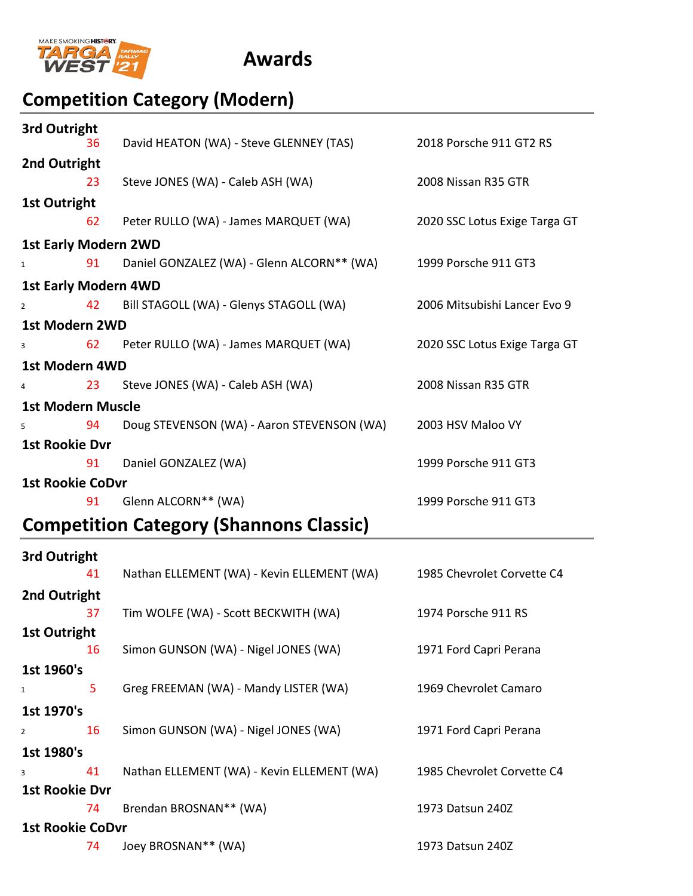MAKE SMOKING HISTORY TARGA WEST TARMAC RALLY '21

# Awards

## Competition Category (Modern)

| | | | |
|---|---|---|---|
| **3rd Outright** | | | |
| | 36 | David HEATON (WA) - Steve GLENNEY (TAS) | 2018 Porsche 911 GT2 RS |
| **2nd Outright** | | | |
| | 23 | Steve JONES (WA) - Caleb ASH (WA) | 2008 Nissan R35 GTR |
| **1st Outright** | | | |
| | 62 | Peter RULLO (WA) - James MARQUET (WA) | 2020 SSC Lotus Exige Targa GT |
| **1st Early Modern 2WD** | | | |
| 1 | 91 | Daniel GONZALEZ (WA) - Glenn ALCORN** (WA) | 1999 Porsche 911 GT3 |
| **1st Early Modern 4WD** | | | |
| 2 | 42 | Bill STAGOLL (WA) - Glenys STAGOLL (WA) | 2006 Mitsubishi Lancer Evo 9 |
| **1st Modern 2WD** | | | |
| 3 | 62 | Peter RULLO (WA) - James MARQUET (WA) | 2020 SSC Lotus Exige Targa GT |
| **1st Modern 4WD** | | | |
| 4 | 23 | Steve JONES (WA) - Caleb ASH (WA) | 2008 Nissan R35 GTR |
| **1st Modern Muscle** | | | |
| 5 | 94 | Doug STEVENSON (WA) - Aaron STEVENSON (WA) | 2003 HSV Maloo VY |
| **1st Rookie Dvr** | | | |
| | 91 | Daniel GONZALEZ (WA) | 1999 Porsche 911 GT3 |
| **1st Rookie CoDvr** | | | |
| | 91 | Glenn ALCORN** (WA) | 1999 Porsche 911 GT3 |

## Competition Category (Shannons Classic)

| | | | |
|---|---|---|---|
| **3rd Outright** | | | |
| | 41 | Nathan ELLEMENT (WA) - Kevin ELLEMENT (WA) | 1985 Chevrolet Corvette C4 |
| **2nd Outright** | | | |
| | 37 | Tim WOLFE (WA) - Scott BECKWITH (WA) | 1974 Porsche 911 RS |
| **1st Outright** | | | |
| | 16 | Simon GUNSON (WA) - Nigel JONES (WA) | 1971 Ford Capri Perana |
| **1st 1960's** | | | |
| 1 | 5 | Greg FREEMAN (WA) - Mandy LISTER (WA) | 1969 Chevrolet Camaro |
| **1st 1970's** | | | |
| 2 | 16 | Simon GUNSON (WA) - Nigel JONES (WA) | 1971 Ford Capri Perana |
| **1st 1980's** | | | |
| 3 | 41 | Nathan ELLEMENT (WA) - Kevin ELLEMENT (WA) | 1985 Chevrolet Corvette C4 |
| **1st Rookie Dvr** | | | |
| | 74 | Brendan BROSNAN** (WA) | 1973 Datsun 240Z |
| **1st Rookie CoDvr** | | | |
| | 74 | Joey BROSNAN** (WA) | 1973 Datsun 240Z |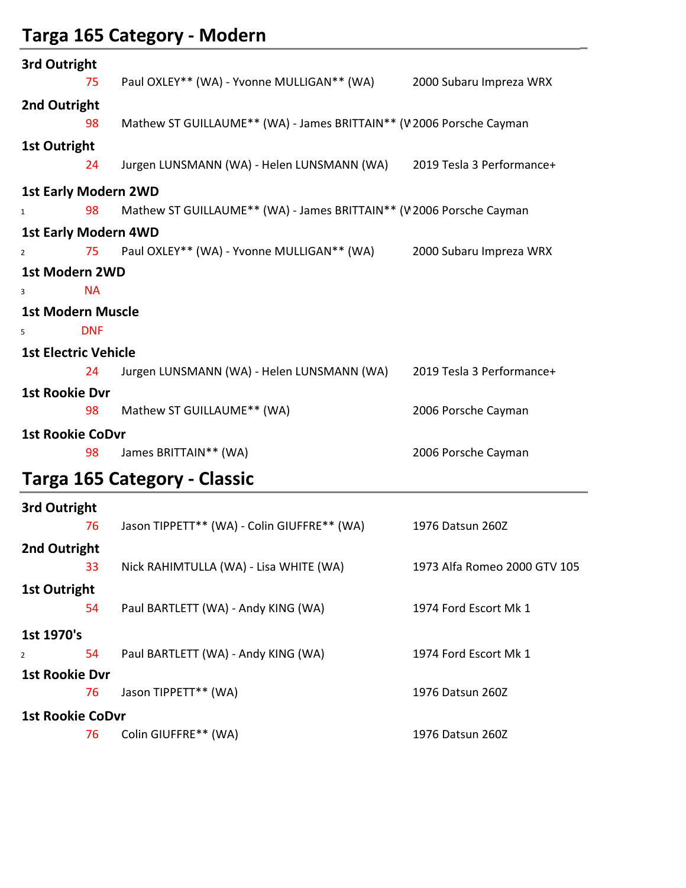## Targa 165 Category - Modern

**3rd Outright**

| | | | |
|---|---|---|---|
| | 75 | Paul OXLEY** (WA) - Yvonne MULLIGAN** (WA) | 2000 Subaru Impreza WRX |

**2nd Outright**

| | | | |
|---|---|---|---|
| | 98 | Mathew ST GUILLAUME** (WA) - James BRITTAIN** (W | 2006 Porsche Cayman |

**1st Outright**

| | | | |
|---|---|---|---|
| | 24 | Jurgen LUNSMANN (WA) - Helen LUNSMANN (WA) | 2019 Tesla 3 Performance+ |

**1st Early Modern 2WD**

| | | | |
|---|---|---|---|
| 1 | 98 | Mathew ST GUILLAUME** (WA) - James BRITTAIN** (W | 2006 Porsche Cayman |

**1st Early Modern 4WD**

| | | | |
|---|---|---|---|
| 2 | 75 | Paul OXLEY** (WA) - Yvonne MULLIGAN** (WA) | 2000 Subaru Impreza WRX |

**1st Modern 2WD**

| | | | |
|---|---|---|---|
| 3 | NA | | |

**1st Modern Muscle**

| | | | |
|---|---|---|---|
| 5 | DNF | | |

**1st Electric Vehicle**

| | | | |
|---|---|---|---|
| | 24 | Jurgen LUNSMANN (WA) - Helen LUNSMANN (WA) | 2019 Tesla 3 Performance+ |

**1st Rookie Dvr**

| | | | |
|---|---|---|---|
| | 98 | Mathew ST GUILLAUME** (WA) | 2006 Porsche Cayman |

**1st Rookie CoDvr**

| | | | |
|---|---|---|---|
| | 98 | James BRITTAIN** (WA) | 2006 Porsche Cayman |

## Targa 165 Category - Classic

**3rd Outright**

| | | | |
|---|---|---|---|
| | 76 | Jason TIPPETT** (WA) - Colin GIUFFRE** (WA) | 1976 Datsun 260Z |

**2nd Outright**

| | | | |
|---|---|---|---|
| | 33 | Nick RAHIMTULLA (WA) - Lisa WHITE (WA) | 1973 Alfa Romeo 2000 GTV 105 |

**1st Outright**

| | | | |
|---|---|---|---|
| | 54 | Paul BARTLETT (WA) - Andy KING (WA) | 1974 Ford Escort Mk 1 |

**1st 1970's**

| | | | |
|---|---|---|---|
| 2 | 54 | Paul BARTLETT (WA) - Andy KING (WA) | 1974 Ford Escort Mk 1 |

**1st Rookie Dvr**

| | | | |
|---|---|---|---|
| | 76 | Jason TIPPETT** (WA) | 1976 Datsun 260Z |

**1st Rookie CoDvr**

| | | | |
|---|---|---|---|
| | 76 | Colin GIUFFRE** (WA) | 1976 Datsun 260Z |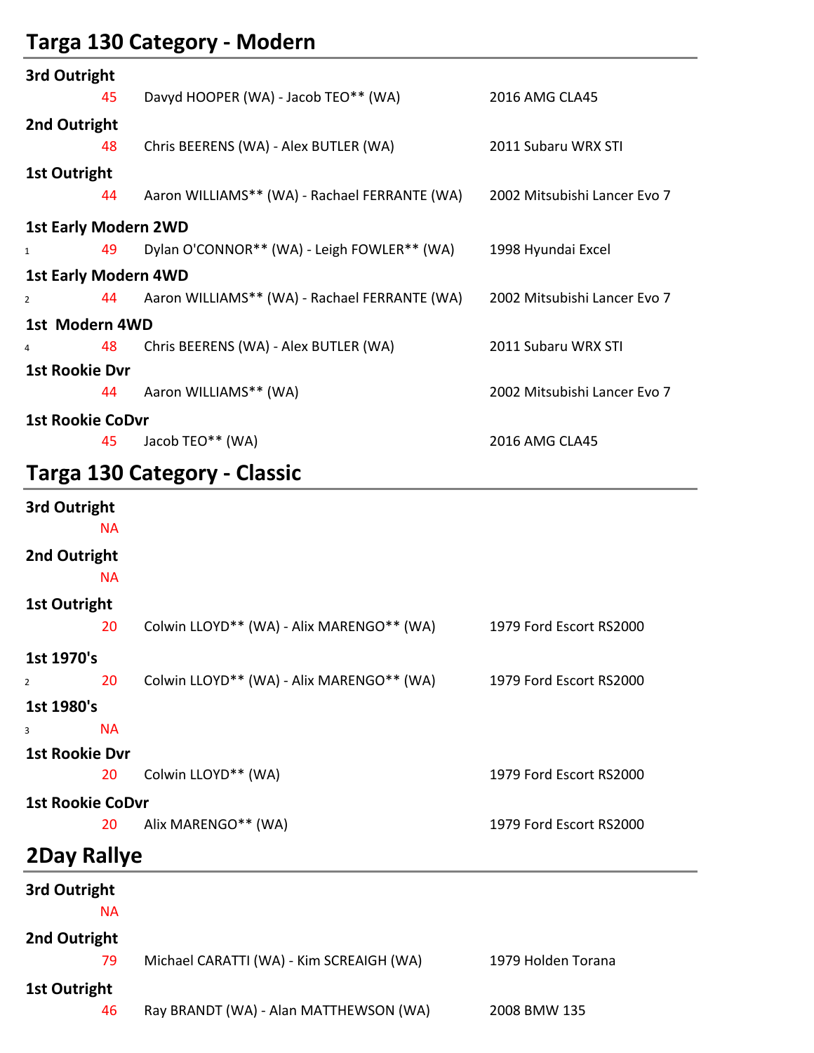## Targa 130 Category - Modern

**3rd Outright**

| | | | |
|---|---|---|---|
| | 45 | Davyd HOOPER (WA) - Jacob TEO** (WA) | 2016 AMG CLA45 |

**2nd Outright**

| | | | |
|---|---|---|---|
| | 48 | Chris BEERENS (WA) - Alex BUTLER (WA) | 2011 Subaru WRX STI |

**1st Outright**

| | | | |
|---|---|---|---|
| | 44 | Aaron WILLIAMS** (WA) - Rachael FERRANTE (WA) | 2002 Mitsubishi Lancer Evo 7 |

**1st Early Modern 2WD**

| | | | |
|---|---|---|---|
| 1 | 49 | Dylan O'CONNOR** (WA) - Leigh FOWLER** (WA) | 1998 Hyundai Excel |

**1st Early Modern 4WD**

| | | | |
|---|---|---|---|
| 2 | 44 | Aaron WILLIAMS** (WA) - Rachael FERRANTE (WA) | 2002 Mitsubishi Lancer Evo 7 |

**1st Modern 4WD**

| | | | |
|---|---|---|---|
| 4 | 48 | Chris BEERENS (WA) - Alex BUTLER (WA) | 2011 Subaru WRX STI |

**1st Rookie Dvr**

| | | | |
|---|---|---|---|
| | 44 | Aaron WILLIAMS** (WA) | 2002 Mitsubishi Lancer Evo 7 |

**1st Rookie CoDvr**

| | | | |
|---|---|---|---|
| | 45 | Jacob TEO** (WA) | 2016 AMG CLA45 |

## Targa 130 Category - Classic

**3rd Outright**

NA

**2nd Outright**

NA

**1st Outright**

| | | | |
|---|---|---|---|
| | 20 | Colwin LLOYD** (WA) - Alix MARENGO** (WA) | 1979 Ford Escort RS2000 |

**1st 1970's**

| | | | |
|---|---|---|---|
| 2 | 20 | Colwin LLOYD** (WA) - Alix MARENGO** (WA) | 1979 Ford Escort RS2000 |

**1st 1980's**

| | | | |
|---|---|---|---|
| 3 | NA | | |

**1st Rookie Dvr**

| | | | |
|---|---|---|---|
| | 20 | Colwin LLOYD** (WA) | 1979 Ford Escort RS2000 |

**1st Rookie CoDvr**

| | | | |
|---|---|---|---|
| | 20 | Alix MARENGO** (WA) | 1979 Ford Escort RS2000 |

## 2Day Rallye

**3rd Outright**

NA

**2nd Outright**

| | | | |
|---|---|---|---|
| | 79 | Michael CARATTI (WA) - Kim SCREAIGH (WA) | 1979 Holden Torana |

**1st Outright**

| | | | |
|---|---|---|---|
| | 46 | Ray BRANDT (WA) - Alan MATTHEWSON (WA) | 2008 BMW 135 |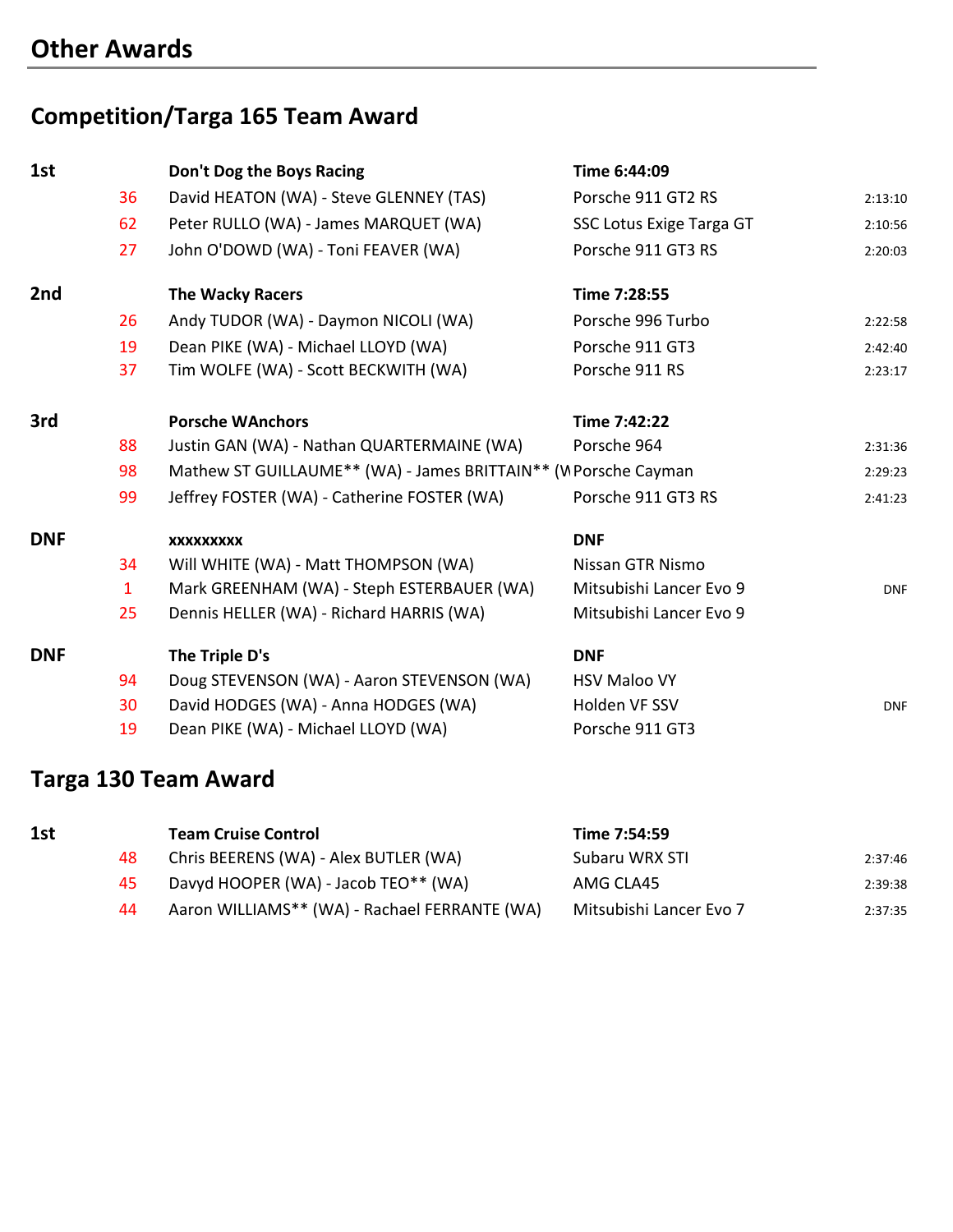# Other Awards

## Competition/Targa 165 Team Award

| | | | | |
|---|---|---|---|---|
| **1st** | | **Don't Dog the Boys Racing** | **Time 6:44:09** | |
| | 36 | David HEATON (WA) - Steve GLENNEY (TAS) | Porsche 911 GT2 RS | 2:13:10 |
| | 62 | Peter RULLO (WA) - James MARQUET (WA) | SSC Lotus Exige Targa GT | 2:10:56 |
| | 27 | John O'DOWD (WA) - Toni FEAVER (WA) | Porsche 911 GT3 RS | 2:20:03 |
| **2nd** | | **The Wacky Racers** | **Time 7:28:55** | |
| | 26 | Andy TUDOR (WA) - Daymon NICOLI (WA) | Porsche 996 Turbo | 2:22:58 |
| | 19 | Dean PIKE (WA) - Michael LLOYD (WA) | Porsche 911 GT3 | 2:42:40 |
| | 37 | Tim WOLFE (WA) - Scott BECKWITH (WA) | Porsche 911 RS | 2:23:17 |
| **3rd** | | **Porsche WAnchors** | **Time 7:42:22** | |
| | 88 | Justin GAN (WA) - Nathan QUARTERMAINE (WA) | Porsche 964 | 2:31:36 |
| | 98 | Mathew ST GUILLAUME** (WA) - James BRITTAIN** (W | Porsche Cayman | 2:29:23 |
| | 99 | Jeffrey FOSTER (WA) - Catherine FOSTER (WA) | Porsche 911 GT3 RS | 2:41:23 |
| **DNF** | | **xxxxxxxxx** | **DNF** | |
| | 34 | Will WHITE (WA) - Matt THOMPSON (WA) | Nissan GTR Nismo | |
| | 1 | Mark GREENHAM (WA) - Steph ESTERBAUER (WA) | Mitsubishi Lancer Evo 9 | DNF |
| | 25 | Dennis HELLER (WA) - Richard HARRIS (WA) | Mitsubishi Lancer Evo 9 | |
| **DNF** | | **The Triple D's** | **DNF** | |
| | 94 | Doug STEVENSON (WA) - Aaron STEVENSON (WA) | HSV Maloo VY | |
| | 30 | David HODGES (WA) - Anna HODGES (WA) | Holden VF SSV | DNF |
| | 19 | Dean PIKE (WA) - Michael LLOYD (WA) | Porsche 911 GT3 | |

## Targa 130 Team Award

| | | | | |
|---|---|---|---|---|
| **1st** | | **Team Cruise Control** | **Time 7:54:59** | |
| | 48 | Chris BEERENS (WA) - Alex BUTLER (WA) | Subaru WRX STI | 2:37:46 |
| | 45 | Davyd HOOPER (WA) - Jacob TEO** (WA) | AMG CLA45 | 2:39:38 |
| | 44 | Aaron WILLIAMS** (WA) - Rachael FERRANTE (WA) | Mitsubishi Lancer Evo 7 | 2:37:35 |